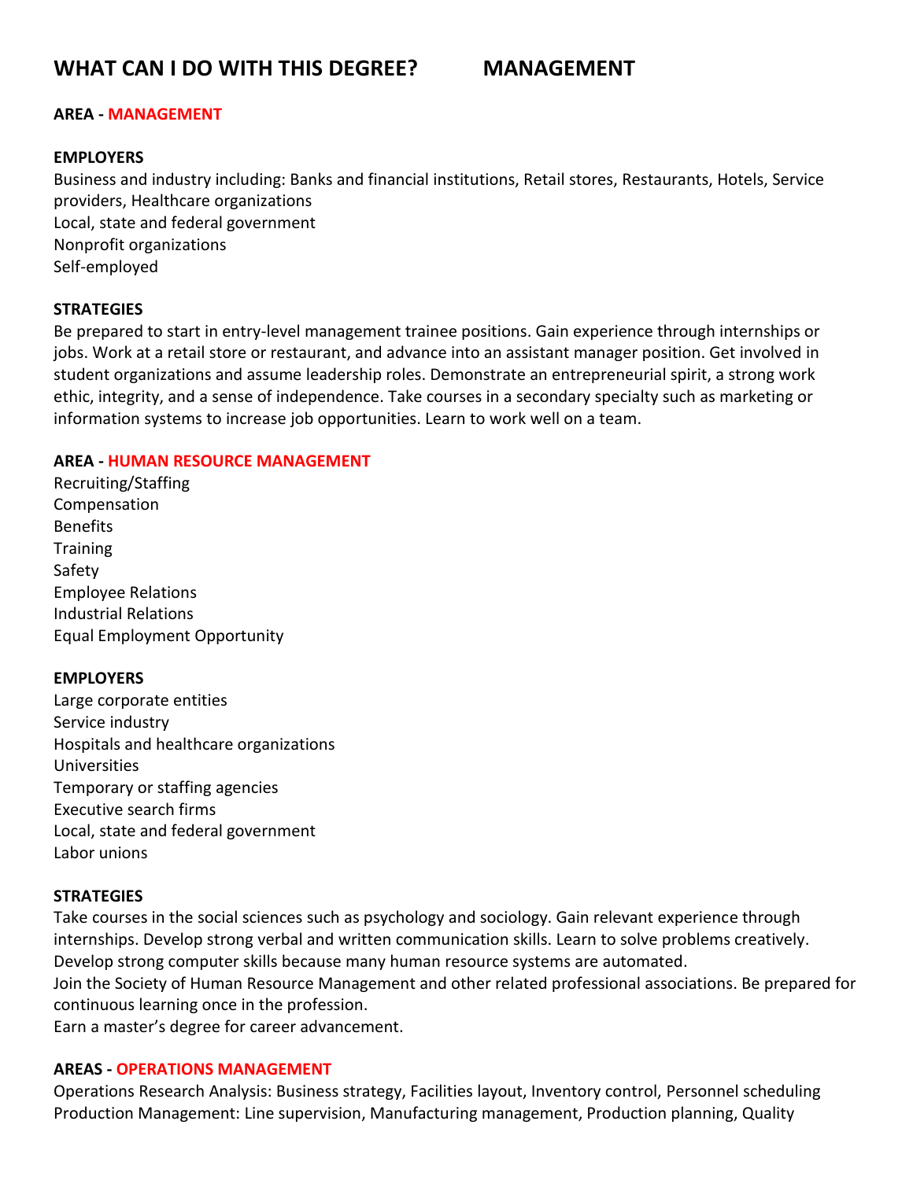# WHAT CAN I DO WITH THIS DEGREE? MANAGEMENT

**AREA - MANAGEMENT**

**EMPLOYERS**

Business and industry including: Banks and financial institutions, Retail stores, Restaurants, Hotels, Service providers, Healthcare organizations
Local, state and federal government
Nonprofit organizations
Self-employed

**STRATEGIES**

Be prepared to start in entry-level management trainee positions. Gain experience through internships or jobs. Work at a retail store or restaurant, and advance into an assistant manager position. Get involved in student organizations and assume leadership roles. Demonstrate an entrepreneurial spirit, a strong work ethic, integrity, and a sense of independence. Take courses in a secondary specialty such as marketing or information systems to increase job opportunities. Learn to work well on a team.

**AREA - HUMAN RESOURCE MANAGEMENT**

Recruiting/Staffing
Compensation
Benefits
Training
Safety
Employee Relations
Industrial Relations
Equal Employment Opportunity

**EMPLOYERS**

Large corporate entities
Service industry
Hospitals and healthcare organizations
Universities
Temporary or staffing agencies
Executive search firms
Local, state and federal government
Labor unions

**STRATEGIES**

Take courses in the social sciences such as psychology and sociology. Gain relevant experience through internships. Develop strong verbal and written communication skills. Learn to solve problems creatively. Develop strong computer skills because many human resource systems are automated.
Join the Society of Human Resource Management and other related professional associations. Be prepared for continuous learning once in the profession.
Earn a master's degree for career advancement.

**AREAS - OPERATIONS MANAGEMENT**

Operations Research Analysis: Business strategy, Facilities layout, Inventory control, Personnel scheduling
Production Management: Line supervision, Manufacturing management, Production planning, Quality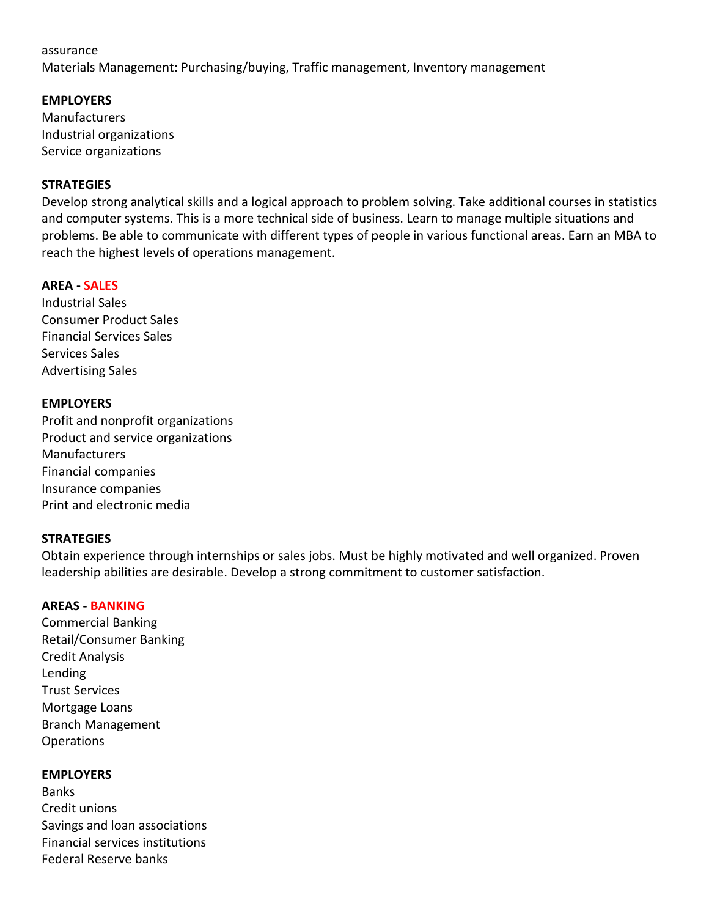assurance
Materials Management: Purchasing/buying, Traffic management, Inventory management

**EMPLOYERS**
Manufacturers
Industrial organizations
Service organizations

**STRATEGIES**
Develop strong analytical skills and a logical approach to problem solving. Take additional courses in statistics and computer systems. This is a more technical side of business. Learn to manage multiple situations and problems. Be able to communicate with different types of people in various functional areas. Earn an MBA to reach the highest levels of operations management.

**AREA - SALES**
Industrial Sales
Consumer Product Sales
Financial Services Sales
Services Sales
Advertising Sales

**EMPLOYERS**
Profit and nonprofit organizations
Product and service organizations
Manufacturers
Financial companies
Insurance companies
Print and electronic media

**STRATEGIES**
Obtain experience through internships or sales jobs. Must be highly motivated and well organized. Proven leadership abilities are desirable. Develop a strong commitment to customer satisfaction.

**AREAS - BANKING**
Commercial Banking
Retail/Consumer Banking
Credit Analysis
Lending
Trust Services
Mortgage Loans
Branch Management
Operations

**EMPLOYERS**
Banks
Credit unions
Savings and loan associations
Financial services institutions
Federal Reserve banks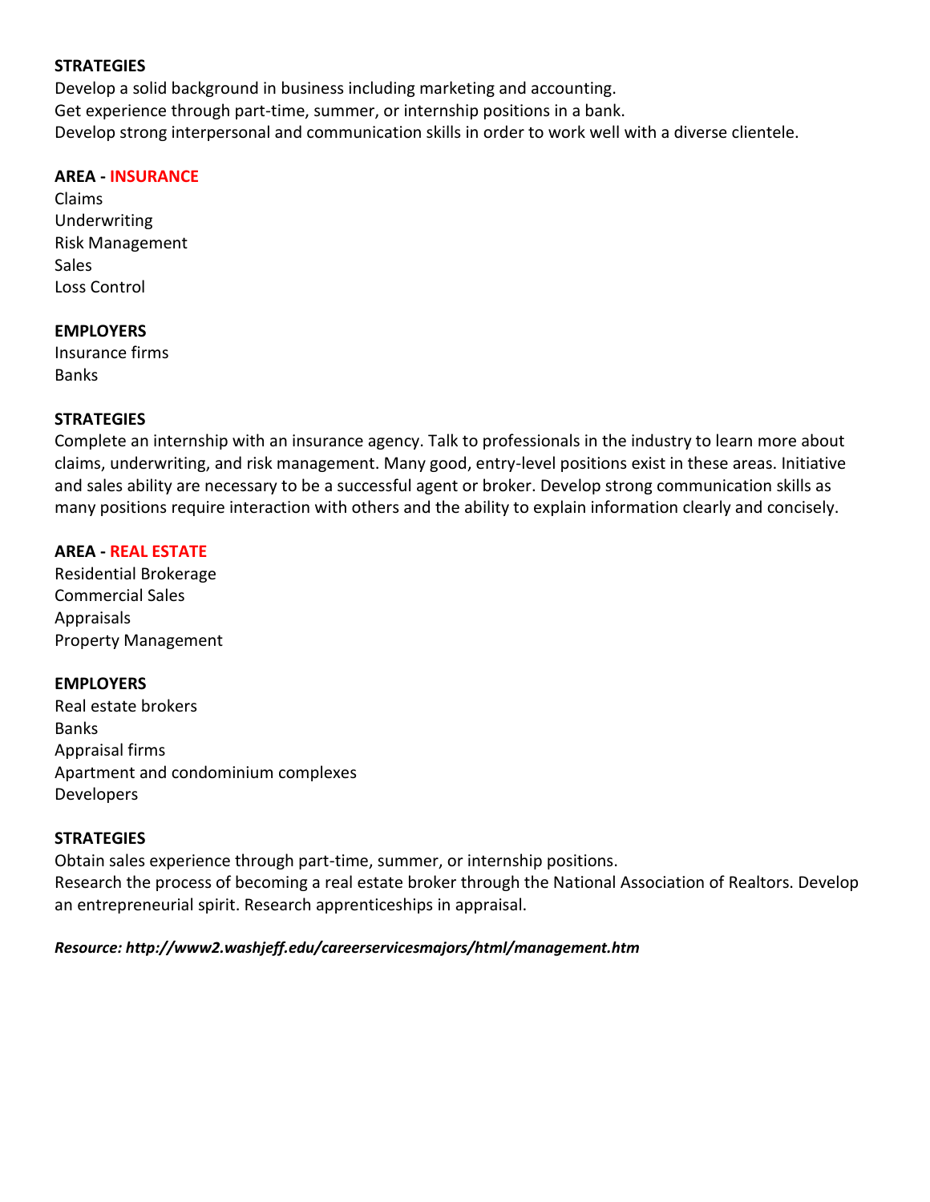**STRATEGIES**

Develop a solid background in business including marketing and accounting.
Get experience through part-time, summer, or internship positions in a bank.
Develop strong interpersonal and communication skills in order to work well with a diverse clientele.

**AREA - INSURANCE**

Claims
Underwriting
Risk Management
Sales
Loss Control

**EMPLOYERS**

Insurance firms
Banks

**STRATEGIES**

Complete an internship with an insurance agency. Talk to professionals in the industry to learn more about claims, underwriting, and risk management. Many good, entry-level positions exist in these areas. Initiative and sales ability are necessary to be a successful agent or broker. Develop strong communication skills as many positions require interaction with others and the ability to explain information clearly and concisely.

**AREA - REAL ESTATE**

Residential Brokerage
Commercial Sales
Appraisals
Property Management

**EMPLOYERS**

Real estate brokers
Banks
Appraisal firms
Apartment and condominium complexes
Developers

**STRATEGIES**

Obtain sales experience through part-time, summer, or internship positions.
Research the process of becoming a real estate broker through the National Association of Realtors. Develop an entrepreneurial spirit. Research apprenticeships in appraisal.

***Resource: http://www2.washjeff.edu/careerservicesmajors/html/management.htm***